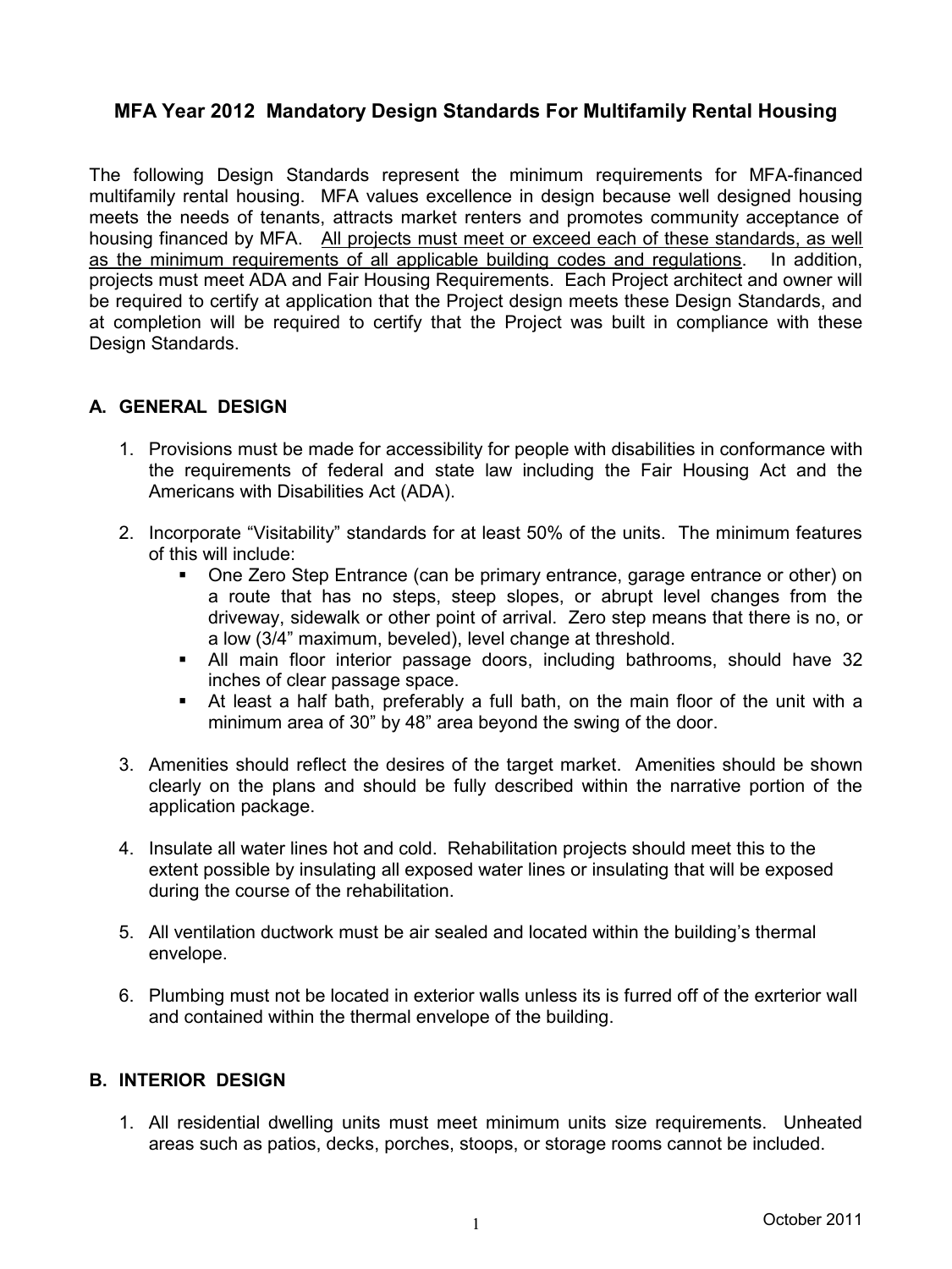# MFA Year 2012 Mandatory Design Standards For Multifamily Rental Housing

The following Design Standards represent the minimum requirements for MFA-financed multifamily rental housing. MFA values excellence in design because well designed housing meets the needs of tenants, attracts market renters and promotes community acceptance of housing financed by MFA. <u>All projects must meet or exceed each of these standards, as well as the minimum requirements of all applicable building codes and regulations</u>. In addition, projects must meet ADA and Fair Housing Requirements. Each Project architect and owner will be required to certify at application that the Project design meets these Design Standards, and at completion will be required to certify that the Project was built in compliance with these Design Standards.

## A. GENERAL DESIGN

1. Provisions must be made for accessibility for people with disabilities in conformance with the requirements of federal and state law including the Fair Housing Act and the Americans with Disabilities Act (ADA).

2. Incorporate "Visitability" standards for at least 50% of the units. The minimum features of this will include:
   - One Zero Step Entrance (can be primary entrance, garage entrance or other) on a route that has no steps, steep slopes, or abrupt level changes from the driveway, sidewalk or other point of arrival. Zero step means that there is no, or a low (3/4" maximum, beveled), level change at threshold.
   - All main floor interior passage doors, including bathrooms, should have 32 inches of clear passage space.
   - At least a half bath, preferably a full bath, on the main floor of the unit with a minimum area of 30" by 48" area beyond the swing of the door.

3. Amenities should reflect the desires of the target market. Amenities should be shown clearly on the plans and should be fully described within the narrative portion of the application package.

4. Insulate all water lines hot and cold. Rehabilitation projects should meet this to the extent possible by insulating all exposed water lines or insulating that will be exposed during the course of the rehabilitation.

5. All ventilation ductwork must be air sealed and located within the building's thermal envelope.

6. Plumbing must not be located in exterior walls unless its is furred off of the exrterior wall and contained within the thermal envelope of the building.

## B. INTERIOR DESIGN

1. All residential dwelling units must meet minimum units size requirements. Unheated areas such as patios, decks, porches, stoops, or storage rooms cannot be included.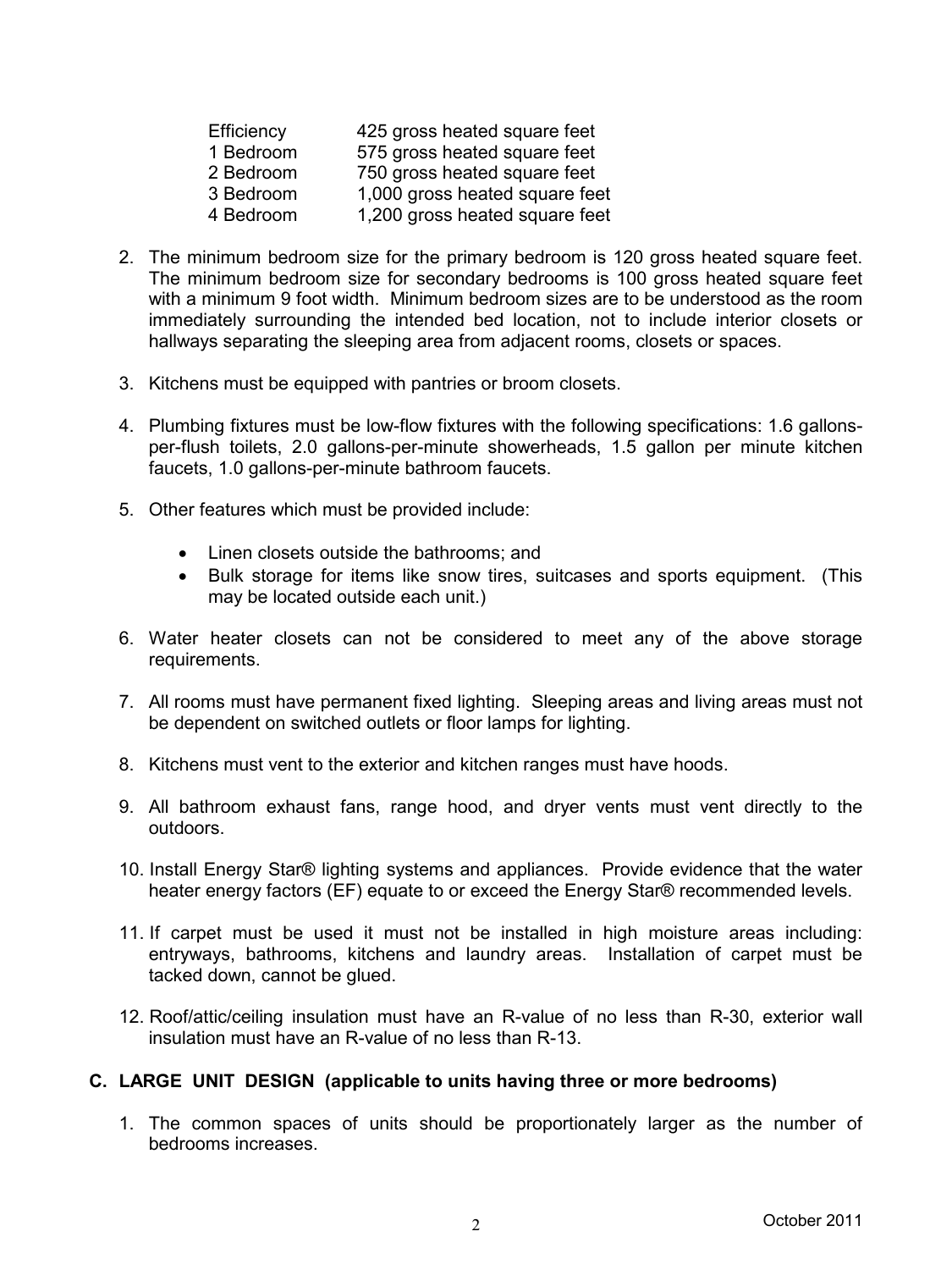| | |
|---|---|
| Efficiency | 425 gross heated square feet |
| 1 Bedroom | 575 gross heated square feet |
| 2 Bedroom | 750 gross heated square feet |
| 3 Bedroom | 1,000 gross heated square feet |
| 4 Bedroom | 1,200 gross heated square feet |

2. The minimum bedroom size for the primary bedroom is 120 gross heated square feet. The minimum bedroom size for secondary bedrooms is 100 gross heated square feet with a minimum 9 foot width. Minimum bedroom sizes are to be understood as the room immediately surrounding the intended bed location, not to include interior closets or hallways separating the sleeping area from adjacent rooms, closets or spaces.

3. Kitchens must be equipped with pantries or broom closets.

4. Plumbing fixtures must be low-flow fixtures with the following specifications: 1.6 gallons-per-flush toilets, 2.0 gallons-per-minute showerheads, 1.5 gallon per minute kitchen faucets, 1.0 gallons-per-minute bathroom faucets.

5. Other features which must be provided include:

   - Linen closets outside the bathrooms; and
   - Bulk storage for items like snow tires, suitcases and sports equipment. (This may be located outside each unit.)

6. Water heater closets can not be considered to meet any of the above storage requirements.

7. All rooms must have permanent fixed lighting. Sleeping areas and living areas must not be dependent on switched outlets or floor lamps for lighting.

8. Kitchens must vent to the exterior and kitchen ranges must have hoods.

9. All bathroom exhaust fans, range hood, and dryer vents must vent directly to the outdoors.

10. Install Energy Star® lighting systems and appliances. Provide evidence that the water heater energy factors (EF) equate to or exceed the Energy Star® recommended levels.

11. If carpet must be used it must not be installed in high moisture areas including: entryways, bathrooms, kitchens and laundry areas. Installation of carpet must be tacked down, cannot be glued.

12. Roof/attic/ceiling insulation must have an R-value of no less than R-30, exterior wall insulation must have an R-value of no less than R-13.

### C. LARGE UNIT DESIGN (applicable to units having three or more bedrooms)

1. The common spaces of units should be proportionately larger as the number of bedrooms increases.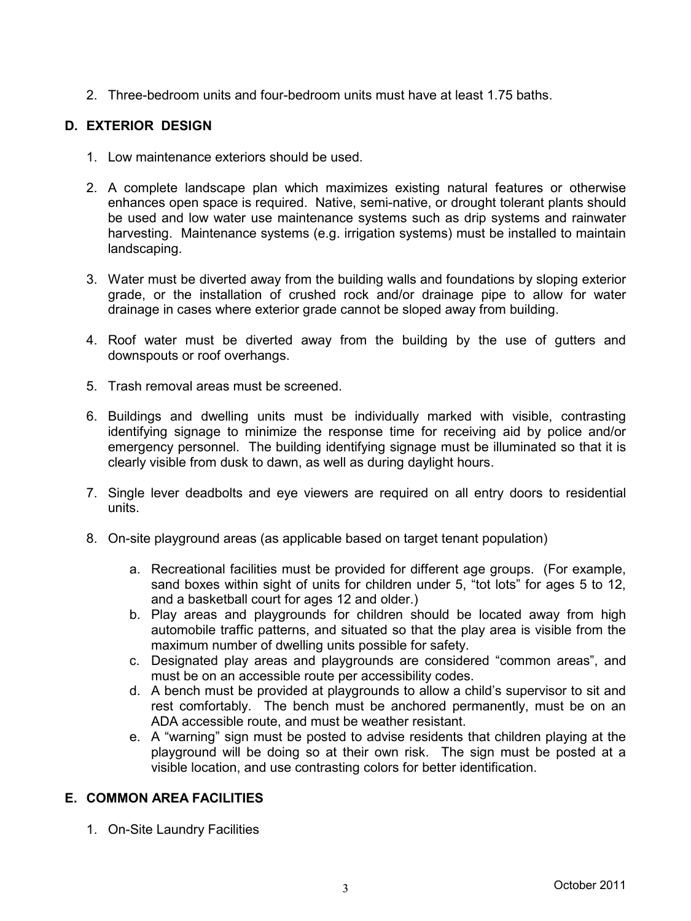2. Three-bedroom units and four-bedroom units must have at least 1.75 baths.

## D. EXTERIOR DESIGN

1. Low maintenance exteriors should be used.

2. A complete landscape plan which maximizes existing natural features or otherwise enhances open space is required. Native, semi-native, or drought tolerant plants should be used and low water use maintenance systems such as drip systems and rainwater harvesting. Maintenance systems (e.g. irrigation systems) must be installed to maintain landscaping.

3. Water must be diverted away from the building walls and foundations by sloping exterior grade, or the installation of crushed rock and/or drainage pipe to allow for water drainage in cases where exterior grade cannot be sloped away from building.

4. Roof water must be diverted away from the building by the use of gutters and downspouts or roof overhangs.

5. Trash removal areas must be screened.

6. Buildings and dwelling units must be individually marked with visible, contrasting identifying signage to minimize the response time for receiving aid by police and/or emergency personnel. The building identifying signage must be illuminated so that it is clearly visible from dusk to dawn, as well as during daylight hours.

7. Single lever deadbolts and eye viewers are required on all entry doors to residential units.

8. On-site playground areas (as applicable based on target tenant population)

   a. Recreational facilities must be provided for different age groups. (For example, sand boxes within sight of units for children under 5, “tot lots” for ages 5 to 12, and a basketball court for ages 12 and older.)
   b. Play areas and playgrounds for children should be located away from high automobile traffic patterns, and situated so that the play area is visible from the maximum number of dwelling units possible for safety.
   c. Designated play areas and playgrounds are considered “common areas”, and must be on an accessible route per accessibility codes.
   d. A bench must be provided at playgrounds to allow a child’s supervisor to sit and rest comfortably. The bench must be anchored permanently, must be on an ADA accessible route, and must be weather resistant.
   e. A “warning” sign must be posted to advise residents that children playing at the playground will be doing so at their own risk. The sign must be posted at a visible location, and use contrasting colors for better identification.

## E. COMMON AREA FACILITIES

1. On-Site Laundry Facilities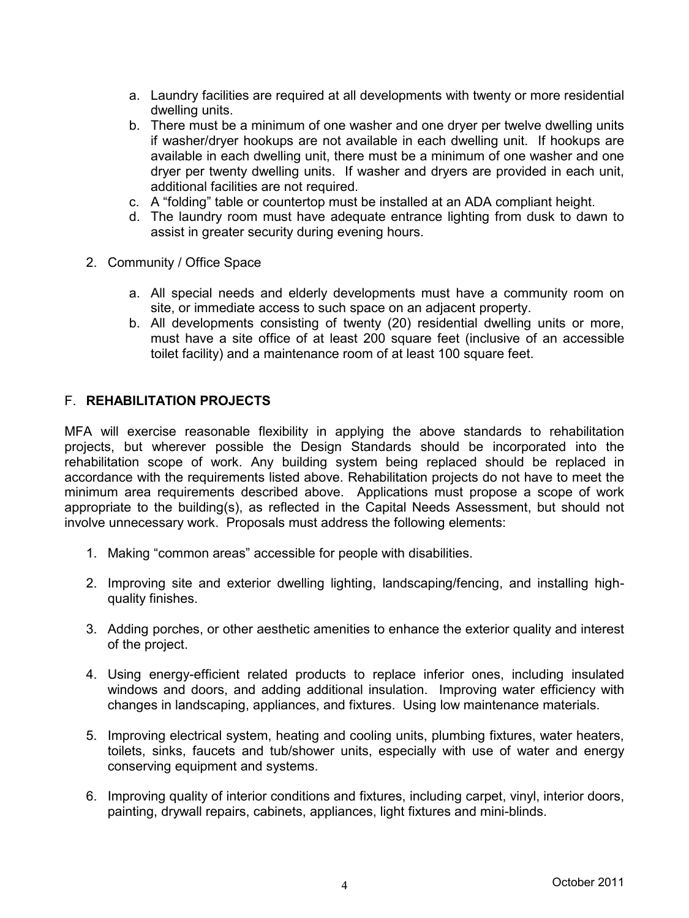a. Laundry facilities are required at all developments with twenty or more residential dwelling units.
b. There must be a minimum of one washer and one dryer per twelve dwelling units if washer/dryer hookups are not available in each dwelling unit. If hookups are available in each dwelling unit, there must be a minimum of one washer and one dryer per twenty dwelling units. If washer and dryers are provided in each unit, additional facilities are not required.
c. A "folding" table or countertop must be installed at an ADA compliant height.
d. The laundry room must have adequate entrance lighting from dusk to dawn to assist in greater security during evening hours.

2. Community / Office Space

   a. All special needs and elderly developments must have a community room on site, or immediate access to such space on an adjacent property.
   b. All developments consisting of twenty (20) residential dwelling units or more, must have a site office of at least 200 square feet (inclusive of an accessible toilet facility) and a maintenance room of at least 100 square feet.

## F. **REHABILITATION PROJECTS**

MFA will exercise reasonable flexibility in applying the above standards to rehabilitation projects, but wherever possible the Design Standards should be incorporated into the rehabilitation scope of work. Any building system being replaced should be replaced in accordance with the requirements listed above. Rehabilitation projects do not have to meet the minimum area requirements described above. Applications must propose a scope of work appropriate to the building(s), as reflected in the Capital Needs Assessment, but should not involve unnecessary work. Proposals must address the following elements:

1. Making "common areas" accessible for people with disabilities.

2. Improving site and exterior dwelling lighting, landscaping/fencing, and installing high-quality finishes.

3. Adding porches, or other aesthetic amenities to enhance the exterior quality and interest of the project.

4. Using energy-efficient related products to replace inferior ones, including insulated windows and doors, and adding additional insulation. Improving water efficiency with changes in landscaping, appliances, and fixtures. Using low maintenance materials.

5. Improving electrical system, heating and cooling units, plumbing fixtures, water heaters, toilets, sinks, faucets and tub/shower units, especially with use of water and energy conserving equipment and systems.

6. Improving quality of interior conditions and fixtures, including carpet, vinyl, interior doors, painting, drywall repairs, cabinets, appliances, light fixtures and mini-blinds.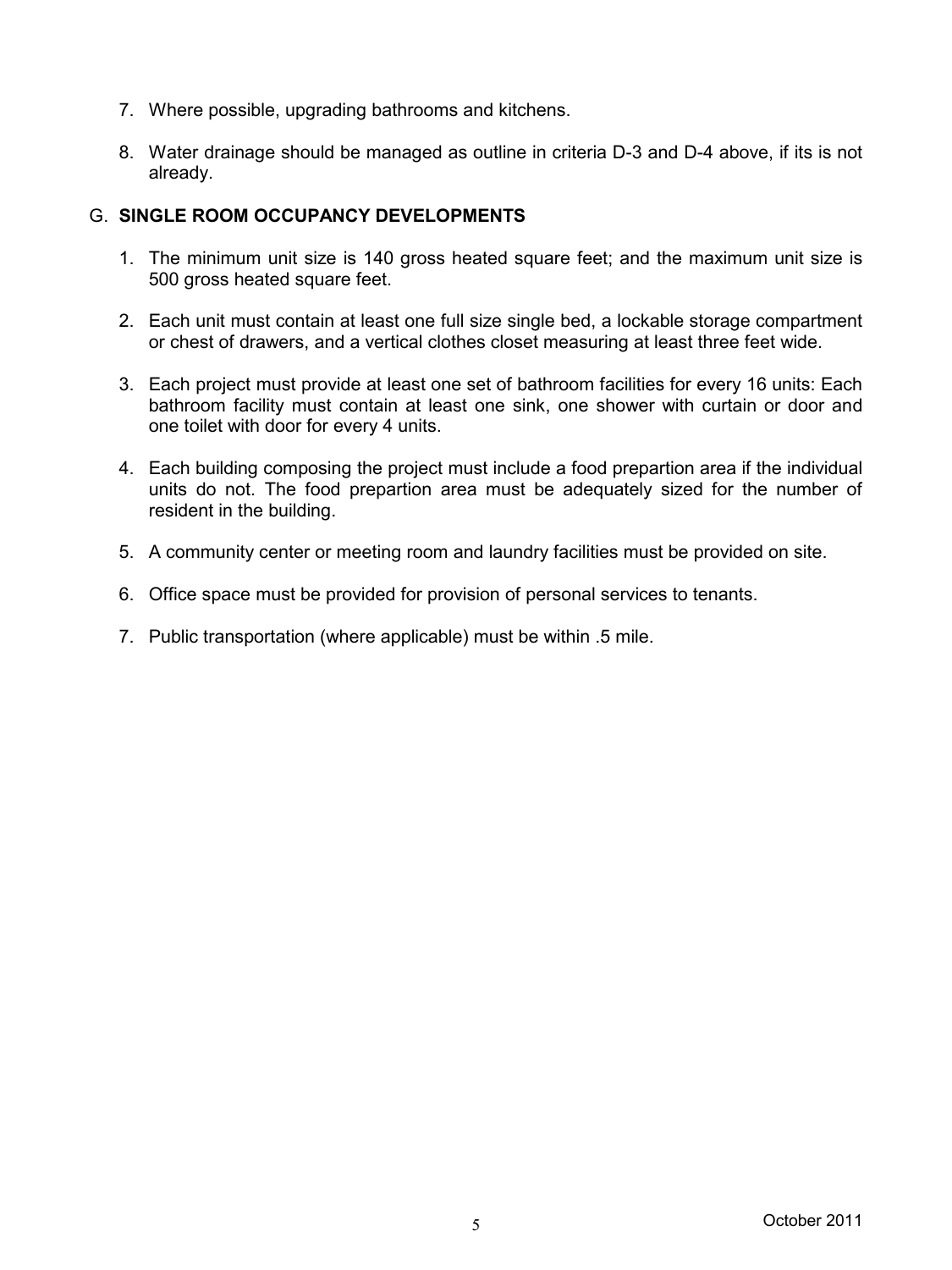7. Where possible, upgrading bathrooms and kitchens.

8. Water drainage should be managed as outline in criteria D-3 and D-4 above, if its is not already.

G. **SINGLE ROOM OCCUPANCY DEVELOPMENTS**

1. The minimum unit size is 140 gross heated square feet; and the maximum unit size is 500 gross heated square feet.

2. Each unit must contain at least one full size single bed, a lockable storage compartment or chest of drawers, and a vertical clothes closet measuring at least three feet wide.

3. Each project must provide at least one set of bathroom facilities for every 16 units: Each bathroom facility must contain at least one sink, one shower with curtain or door and one toilet with door for every 4 units.

4. Each building composing the project must include a food prepartion area if the individual units do not. The food prepartion area must be adequately sized for the number of resident in the building.

5. A community center or meeting room and laundry facilities must be provided on site.

6. Office space must be provided for provision of personal services to tenants.

7. Public transportation (where applicable) must be within .5 mile.